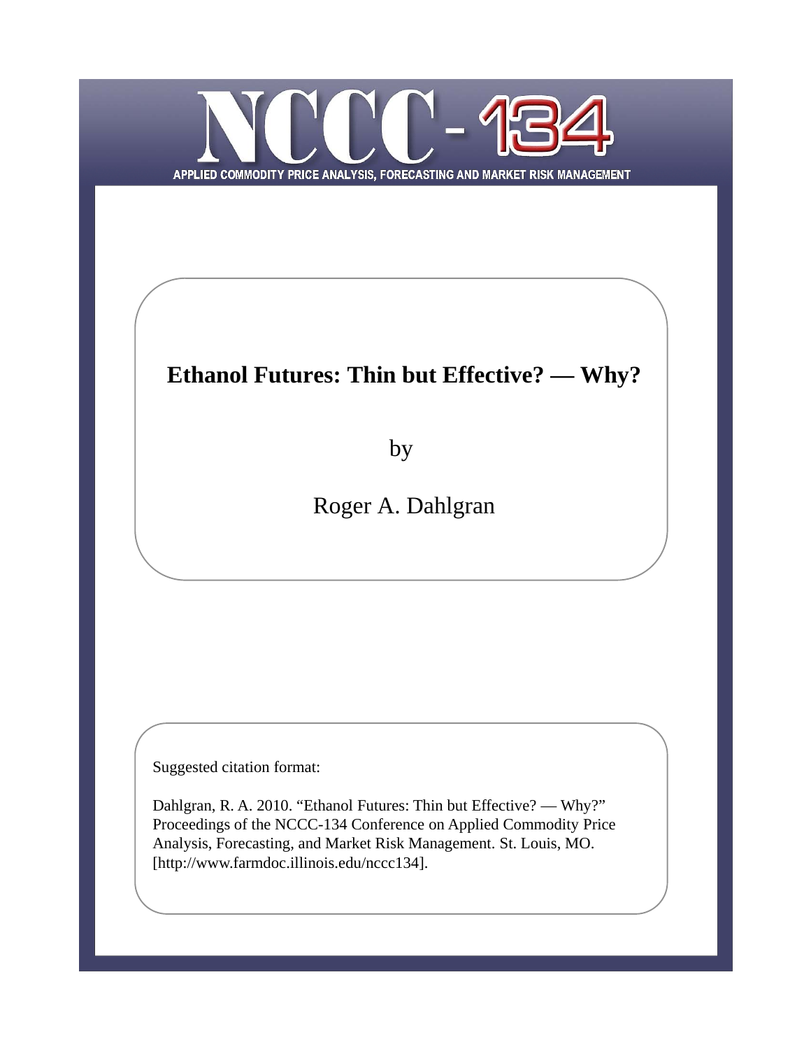# NCCC-134

APPLIED COMMODITY PRICE ANALYSIS, FORECASTING AND MARKET RISK MANAGEMENT

**Ethanol Futures: Thin but Effective? — Why?**

by

Roger A. Dahlgran

Suggested citation format:

Dahlgran, R. A. 2010. "Ethanol Futures: Thin but Effective? — Why?" Proceedings of the NCCC-134 Conference on Applied Commodity Price Analysis, Forecasting, and Market Risk Management. St. Louis, MO. [http://www.farmdoc.illinois.edu/nccc134].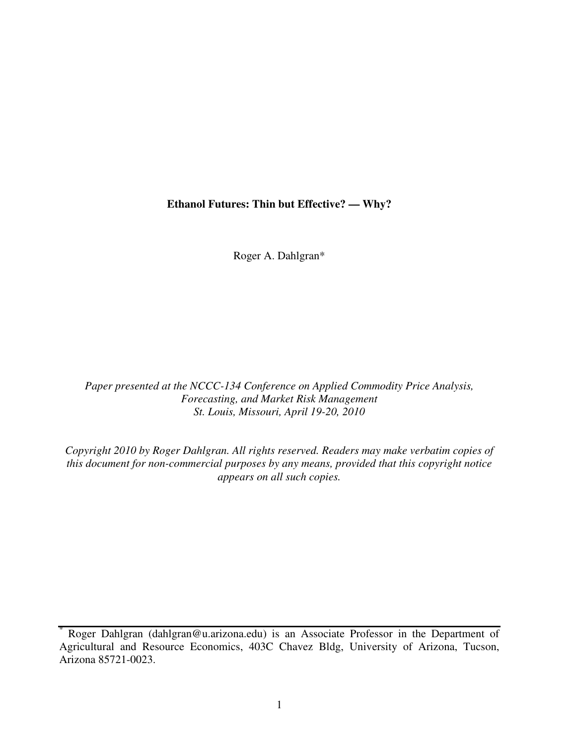**Ethanol Futures: Thin but Effective? — Why?**

Roger A. Dahlgran*

*Paper presented at the NCCC-134 Conference on Applied Commodity Price Analysis, Forecasting, and Market Risk Management*
*St. Louis, Missouri, April 19-20, 2010*

*Copyright 2010 by Roger Dahlgran. All rights reserved. Readers may make verbatim copies of this document for non-commercial purposes by any means, provided that this copyright notice appears on all such copies.*

---

\* Roger Dahlgran (dahlgran@u.arizona.edu) is an Associate Professor in the Department of Agricultural and Resource Economics, 403C Chavez Bldg, University of Arizona, Tucson, Arizona 85721-0023.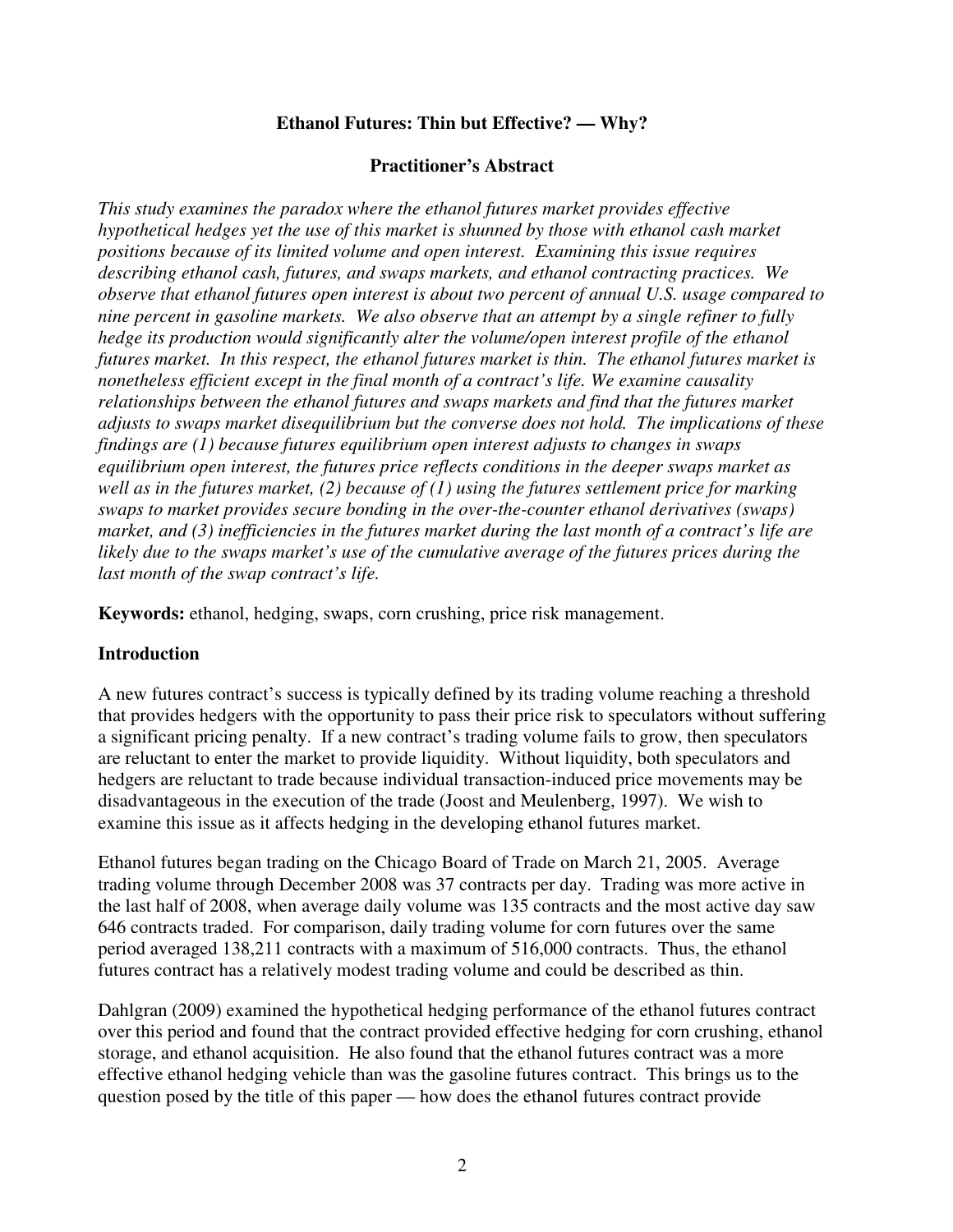**Ethanol Futures: Thin but Effective? — Why?**

**Practitioner's Abstract**

*This study examines the paradox where the ethanol futures market provides effective hypothetical hedges yet the use of this market is shunned by those with ethanol cash market positions because of its limited volume and open interest. Examining this issue requires describing ethanol cash, futures, and swaps markets, and ethanol contracting practices. We observe that ethanol futures open interest is about two percent of annual U.S. usage compared to nine percent in gasoline markets. We also observe that an attempt by a single refiner to fully hedge its production would significantly alter the volume/open interest profile of the ethanol futures market. In this respect, the ethanol futures market is thin. The ethanol futures market is nonetheless efficient except in the final month of a contract's life. We examine causality relationships between the ethanol futures and swaps markets and find that the futures market adjusts to swaps market disequilibrium but the converse does not hold. The implications of these findings are (1) because futures equilibrium open interest adjusts to changes in swaps equilibrium open interest, the futures price reflects conditions in the deeper swaps market as well as in the futures market, (2) because of (1) using the futures settlement price for marking swaps to market provides secure bonding in the over-the-counter ethanol derivatives (swaps) market, and (3) inefficiencies in the futures market during the last month of a contract's life are likely due to the swaps market's use of the cumulative average of the futures prices during the last month of the swap contract's life.*

**Keywords:** ethanol, hedging, swaps, corn crushing, price risk management.

## Introduction

A new futures contract's success is typically defined by its trading volume reaching a threshold that provides hedgers with the opportunity to pass their price risk to speculators without suffering a significant pricing penalty. If a new contract's trading volume fails to grow, then speculators are reluctant to enter the market to provide liquidity. Without liquidity, both speculators and hedgers are reluctant to trade because individual transaction-induced price movements may be disadvantageous in the execution of the trade (Joost and Meulenberg, 1997). We wish to examine this issue as it affects hedging in the developing ethanol futures market.

Ethanol futures began trading on the Chicago Board of Trade on March 21, 2005. Average trading volume through December 2008 was 37 contracts per day. Trading was more active in the last half of 2008, when average daily volume was 135 contracts and the most active day saw 646 contracts traded. For comparison, daily trading volume for corn futures over the same period averaged 138,211 contracts with a maximum of 516,000 contracts. Thus, the ethanol futures contract has a relatively modest trading volume and could be described as thin.

Dahlgran (2009) examined the hypothetical hedging performance of the ethanol futures contract over this period and found that the contract provided effective hedging for corn crushing, ethanol storage, and ethanol acquisition. He also found that the ethanol futures contract was a more effective ethanol hedging vehicle than was the gasoline futures contract. This brings us to the question posed by the title of this paper — how does the ethanol futures contract provide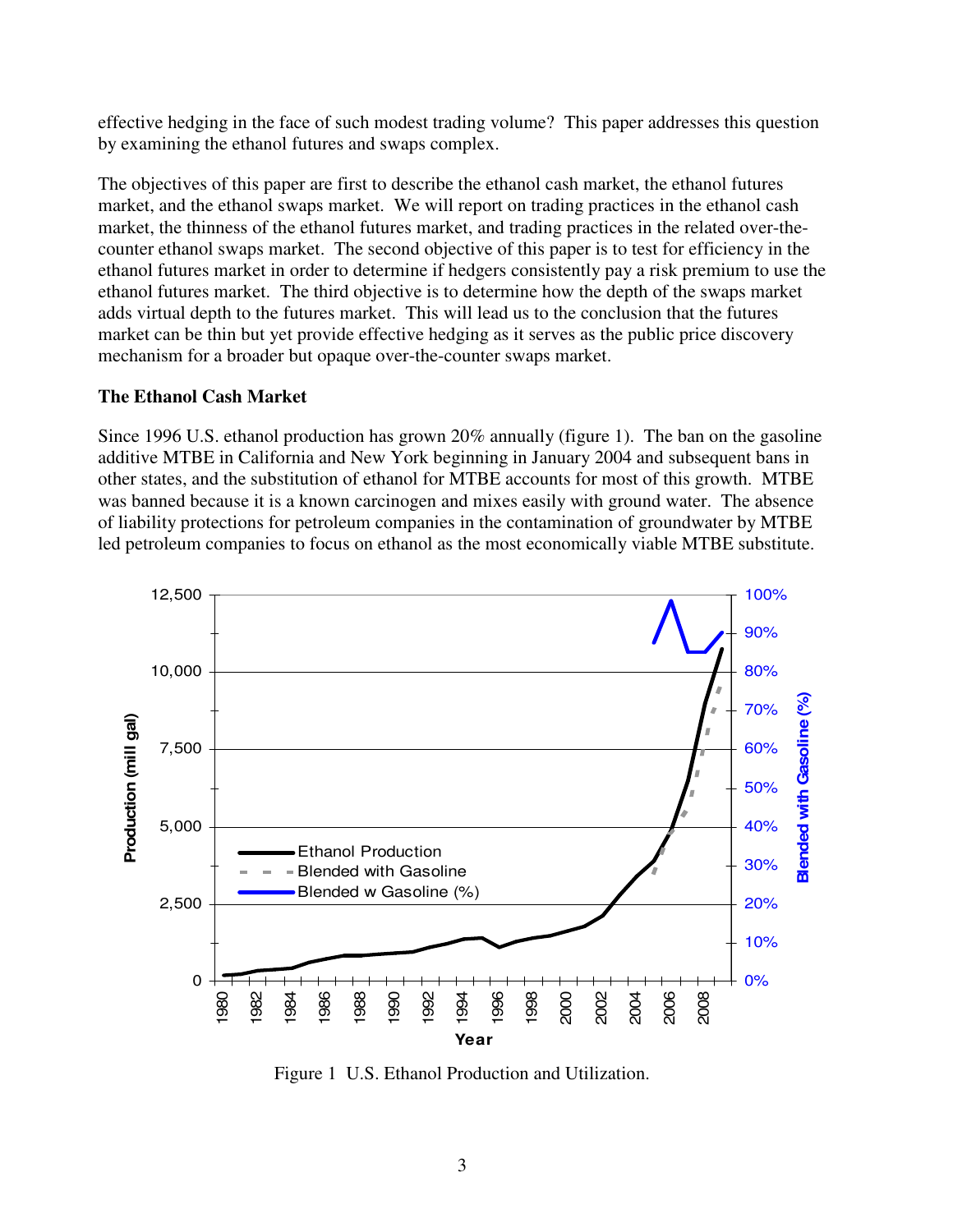effective hedging in the face of such modest trading volume? This paper addresses this question by examining the ethanol futures and swaps complex.

The objectives of this paper are first to describe the ethanol cash market, the ethanol futures market, and the ethanol swaps market. We will report on trading practices in the ethanol cash market, the thinness of the ethanol futures market, and trading practices in the related over-the-counter ethanol swaps market. The second objective of this paper is to test for efficiency in the ethanol futures market in order to determine if hedgers consistently pay a risk premium to use the ethanol futures market. The third objective is to determine how the depth of the swaps market adds virtual depth to the futures market. This will lead us to the conclusion that the futures market can be thin but yet provide effective hedging as it serves as the public price discovery mechanism for a broader but opaque over-the-counter swaps market.

**The Ethanol Cash Market**

Since 1996 U.S. ethanol production has grown 20% annually (figure 1). The ban on the gasoline additive MTBE in California and New York beginning in January 2004 and subsequent bans in other states, and the substitution of ethanol for MTBE accounts for most of this growth. MTBE was banned because it is a known carcinogen and mixes easily with ground water. The absence of liability protections for petroleum companies in the contamination of groundwater by MTBE led petroleum companies to focus on ethanol as the most economically viable MTBE substitute.

Figure 1 U.S. Ethanol Production and Utilization.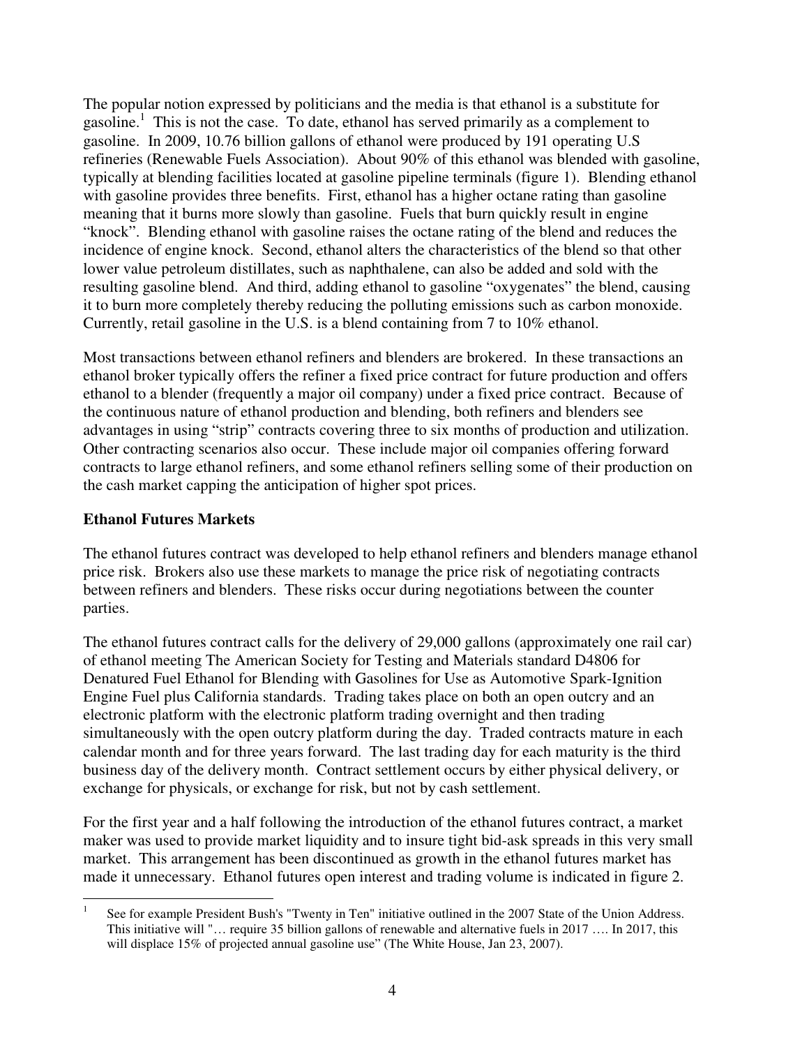The popular notion expressed by politicians and the media is that ethanol is a substitute for gasoline.[1] This is not the case. To date, ethanol has served primarily as a complement to gasoline. In 2009, 10.76 billion gallons of ethanol were produced by 191 operating U.S refineries (Renewable Fuels Association). About 90% of this ethanol was blended with gasoline, typically at blending facilities located at gasoline pipeline terminals (figure 1). Blending ethanol with gasoline provides three benefits. First, ethanol has a higher octane rating than gasoline meaning that it burns more slowly than gasoline. Fuels that burn quickly result in engine "knock". Blending ethanol with gasoline raises the octane rating of the blend and reduces the incidence of engine knock. Second, ethanol alters the characteristics of the blend so that other lower value petroleum distillates, such as naphthalene, can also be added and sold with the resulting gasoline blend. And third, adding ethanol to gasoline "oxygenates" the blend, causing it to burn more completely thereby reducing the polluting emissions such as carbon monoxide. Currently, retail gasoline in the U.S. is a blend containing from 7 to 10% ethanol.

Most transactions between ethanol refiners and blenders are brokered. In these transactions an ethanol broker typically offers the refiner a fixed price contract for future production and offers ethanol to a blender (frequently a major oil company) under a fixed price contract. Because of the continuous nature of ethanol production and blending, both refiners and blenders see advantages in using "strip" contracts covering three to six months of production and utilization. Other contracting scenarios also occur. These include major oil companies offering forward contracts to large ethanol refiners, and some ethanol refiners selling some of their production on the cash market capping the anticipation of higher spot prices.

## Ethanol Futures Markets

The ethanol futures contract was developed to help ethanol refiners and blenders manage ethanol price risk. Brokers also use these markets to manage the price risk of negotiating contracts between refiners and blenders. These risks occur during negotiations between the counter parties.

The ethanol futures contract calls for the delivery of 29,000 gallons (approximately one rail car) of ethanol meeting The American Society for Testing and Materials standard D4806 for Denatured Fuel Ethanol for Blending with Gasolines for Use as Automotive Spark-Ignition Engine Fuel plus California standards. Trading takes place on both an open outcry and an electronic platform with the electronic platform trading overnight and then trading simultaneously with the open outcry platform during the day. Traded contracts mature in each calendar month and for three years forward. The last trading day for each maturity is the third business day of the delivery month. Contract settlement occurs by either physical delivery, or exchange for physicals, or exchange for risk, but not by cash settlement.

For the first year and a half following the introduction of the ethanol futures contract, a market maker was used to provide market liquidity and to insure tight bid-ask spreads in this very small market. This arrangement has been discontinued as growth in the ethanol futures market has made it unnecessary. Ethanol futures open interest and trading volume is indicated in figure 2.

[1] See for example President Bush's "Twenty in Ten" initiative outlined in the 2007 State of the Union Address. This initiative will "… require 35 billion gallons of renewable and alternative fuels in 2017 …. In 2017, this will displace 15% of projected annual gasoline use" (The White House, Jan 23, 2007).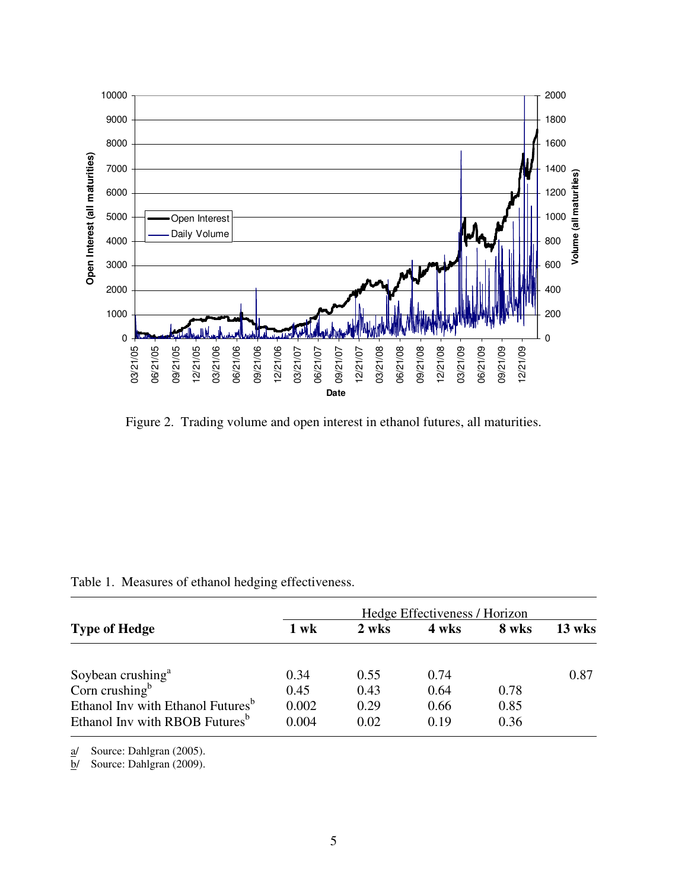Figure 2. Trading volume and open interest in ethanol futures, all maturities.

Table 1. Measures of ethanol hedging effectiveness.

| Type of Hedge | Hedge Effectiveness / Horizon | | | | |
|---|---|---|---|---|---|
| | 1 wk | 2 wks | 4 wks | 8 wks | 13 wks |
| Soybean crushing[a] | 0.34 | 0.55 | 0.74 | | 0.87 |
| Corn crushing[b] | 0.45 | 0.43 | 0.64 | 0.78 | |
| Ethanol Inv with Ethanol Futures[b] | 0.002 | 0.29 | 0.66 | 0.85 | |
| Ethanol Inv with RBOB Futures[b] | 0.004 | 0.02 | 0.19 | 0.36 | |

a/ Source: Dahlgran (2005).

b/ Source: Dahlgran (2009).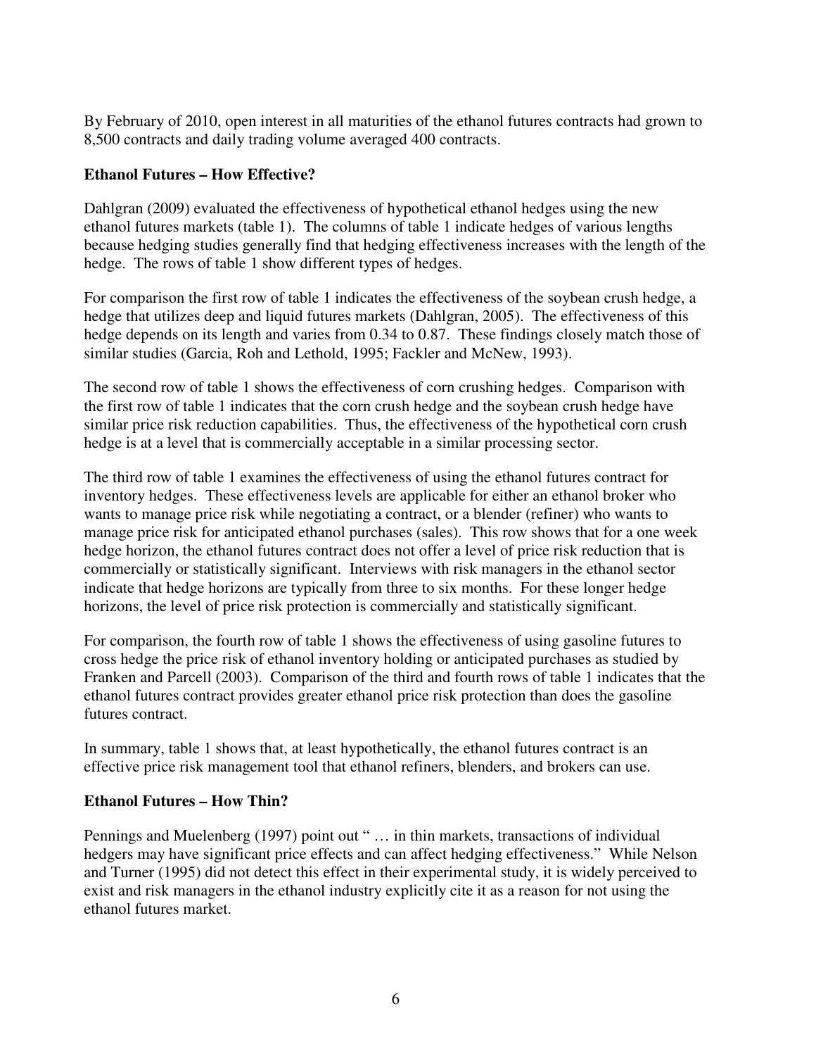By February of 2010, open interest in all maturities of the ethanol futures contracts had grown to 8,500 contracts and daily trading volume averaged 400 contracts.

### Ethanol Futures – How Effective?

Dahlgran (2009) evaluated the effectiveness of hypothetical ethanol hedges using the new ethanol futures markets (table 1). The columns of table 1 indicate hedges of various lengths because hedging studies generally find that hedging effectiveness increases with the length of the hedge. The rows of table 1 show different types of hedges.

For comparison the first row of table 1 indicates the effectiveness of the soybean crush hedge, a hedge that utilizes deep and liquid futures markets (Dahlgran, 2005). The effectiveness of this hedge depends on its length and varies from 0.34 to 0.87. These findings closely match those of similar studies (Garcia, Roh and Lethold, 1995; Fackler and McNew, 1993).

The second row of table 1 shows the effectiveness of corn crushing hedges. Comparison with the first row of table 1 indicates that the corn crush hedge and the soybean crush hedge have similar price risk reduction capabilities. Thus, the effectiveness of the hypothetical corn crush hedge is at a level that is commercially acceptable in a similar processing sector.

The third row of table 1 examines the effectiveness of using the ethanol futures contract for inventory hedges. These effectiveness levels are applicable for either an ethanol broker who wants to manage price risk while negotiating a contract, or a blender (refiner) who wants to manage price risk for anticipated ethanol purchases (sales). This row shows that for a one week hedge horizon, the ethanol futures contract does not offer a level of price risk reduction that is commercially or statistically significant. Interviews with risk managers in the ethanol sector indicate that hedge horizons are typically from three to six months. For these longer hedge horizons, the level of price risk protection is commercially and statistically significant.

For comparison, the fourth row of table 1 shows the effectiveness of using gasoline futures to cross hedge the price risk of ethanol inventory holding or anticipated purchases as studied by Franken and Parcell (2003). Comparison of the third and fourth rows of table 1 indicates that the ethanol futures contract provides greater ethanol price risk protection than does the gasoline futures contract.

In summary, table 1 shows that, at least hypothetically, the ethanol futures contract is an effective price risk management tool that ethanol refiners, blenders, and brokers can use.

### Ethanol Futures – How Thin?

Pennings and Muelenberg (1997) point out " … in thin markets, transactions of individual hedgers may have significant price effects and can affect hedging effectiveness." While Nelson and Turner (1995) did not detect this effect in their experimental study, it is widely perceived to exist and risk managers in the ethanol industry explicitly cite it as a reason for not using the ethanol futures market.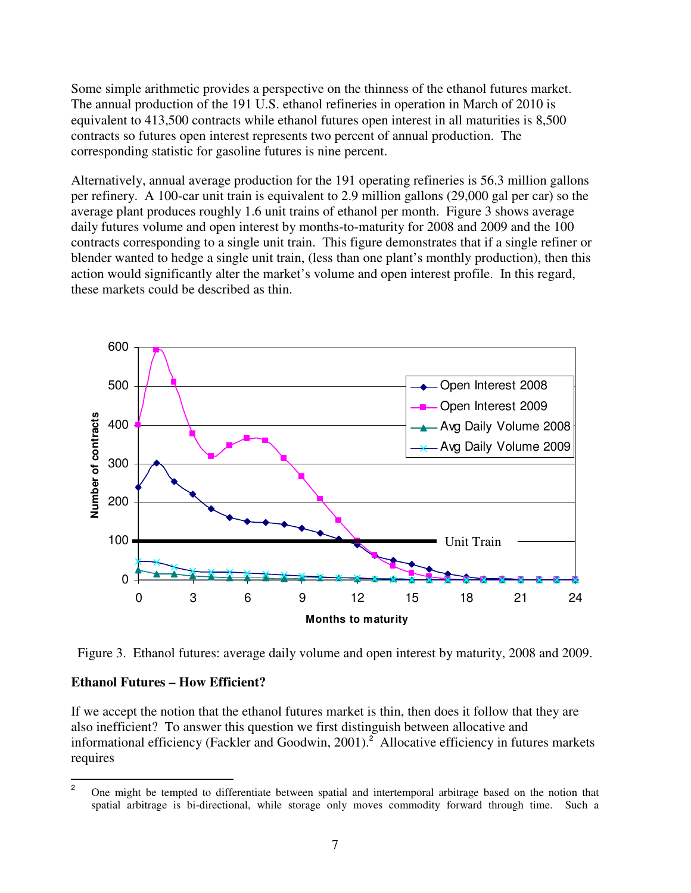Some simple arithmetic provides a perspective on the thinness of the ethanol futures market. The annual production of the 191 U.S. ethanol refineries in operation in March of 2010 is equivalent to 413,500 contracts while ethanol futures open interest in all maturities is 8,500 contracts so futures open interest represents two percent of annual production. The corresponding statistic for gasoline futures is nine percent.

Alternatively, annual average production for the 191 operating refineries is 56.3 million gallons per refinery. A 100-car unit train is equivalent to 2.9 million gallons (29,000 gal per car) so the average plant produces roughly 1.6 unit trains of ethanol per month. Figure 3 shows average daily futures volume and open interest by months-to-maturity for 2008 and 2009 and the 100 contracts corresponding to a single unit train. This figure demonstrates that if a single refiner or blender wanted to hedge a single unit train, (less than one plant's monthly production), then this action would significantly alter the market's volume and open interest profile. In this regard, these markets could be described as thin.

Figure 3. Ethanol futures: average daily volume and open interest by maturity, 2008 and 2009.

**Ethanol Futures – How Efficient?**

If we accept the notion that the ethanol futures market is thin, then does it follow that they are also inefficient? To answer this question we first distinguish between allocative and informational efficiency (Fackler and Goodwin, 2001).[2] Allocative efficiency in futures markets requires

[2] One might be tempted to differentiate between spatial and intertemporal arbitrage based on the notion that spatial arbitrage is bi-directional, while storage only moves commodity forward through time. Such a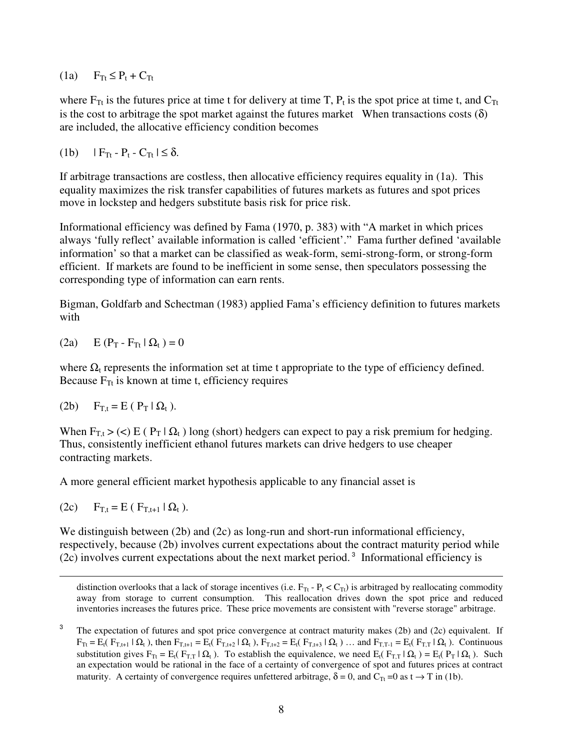(1a) $\quad F_{Tt} \leq P_t + C_{Tt}$

where $F_{Tt}$ is the futures price at time t for delivery at time T, $P_t$ is the spot price at time t, and $C_{Tt}$ is the cost to arbitrage the spot market against the futures market  When transactions costs ($\delta$) are included, the allocative efficiency condition becomes

(1b) $\quad | F_{Tt} - P_t - C_{Tt} | \leq \delta.$

If arbitrage transactions are costless, then allocative efficiency requires equality in (1a). This equality maximizes the risk transfer capabilities of futures markets as futures and spot prices move in lockstep and hedgers substitute basis risk for price risk.

Informational efficiency was defined by Fama (1970, p. 383) with "A market in which prices always 'fully reflect' available information is called 'efficient'." Fama further defined 'available information' so that a market can be classified as weak-form, semi-strong-form, or strong-form efficient. If markets are found to be inefficient in some sense, then speculators possessing the corresponding type of information can earn rents.

Bigman, Goldfarb and Schectman (1983) applied Fama's efficiency definition to futures markets with

(2a) $\quad E\,(P_T - F_{Tt} \mid \Omega_t\,) = 0$

where $\Omega_t$ represents the information set at time t appropriate to the type of efficiency defined. Because $F_{Tt}$ is known at time t, efficiency requires

(2b) $\quad F_{T,t} = E\,(\,P_T \mid \Omega_t\,).$

When $F_{T,t} >$ (<) $E\,(\,P_T \mid \Omega_t\,)$ long (short) hedgers can expect to pay a risk premium for hedging. Thus, consistently inefficient ethanol futures markets can drive hedgers to use cheaper contracting markets.

A more general efficient market hypothesis applicable to any financial asset is

(2c) $\quad F_{T,t} = E\,(\,F_{T,t+1} \mid \Omega_t\,).$

We distinguish between (2b) and (2c) as long-run and short-run informational efficiency, respectively, because (2b) involves current expectations about the contract maturity period while (2c) involves current expectations about the next market period.[3] Informational efficiency is

---

distinction overlooks that a lack of storage incentives (i.e. $F_{Tt} - P_t < C_{Tt}$) is arbitraged by reallocating commodity away from storage to current consumption. This reallocation drives down the spot price and reduced inventories increases the futures price. These price movements are consistent with "reverse storage" arbitrage.

[3] The expectation of futures and spot price convergence at contract maturity makes (2b) and (2c) equivalent. If $F_{Tt} = E_t(\,F_{T,t+1} \mid \Omega_t\,)$, then $F_{T,t+1} = E_t(\,F_{T,t+2} \mid \Omega_t\,)$, $F_{T,t+2} = E_t(\,F_{T,t+3} \mid \Omega_t\,)$ … and $F_{T,T-1} = E_t(\,F_{T,T} \mid \Omega_t\,)$. Continuous substitution gives $F_{Tt} = E_t(\,F_{T,T} \mid \Omega_t\,)$. To establish the equivalence, we need $E_t(\,F_{T,T} \mid \Omega_t\,) = E_t(\,P_T \mid \Omega_t\,)$. Such an expectation would be rational in the face of a certainty of convergence of spot and futures prices at contract maturity. A certainty of convergence requires unfettered arbitrage, $\delta = 0$, and $C_{Tt} = 0$ as $t \rightarrow T$ in (1b).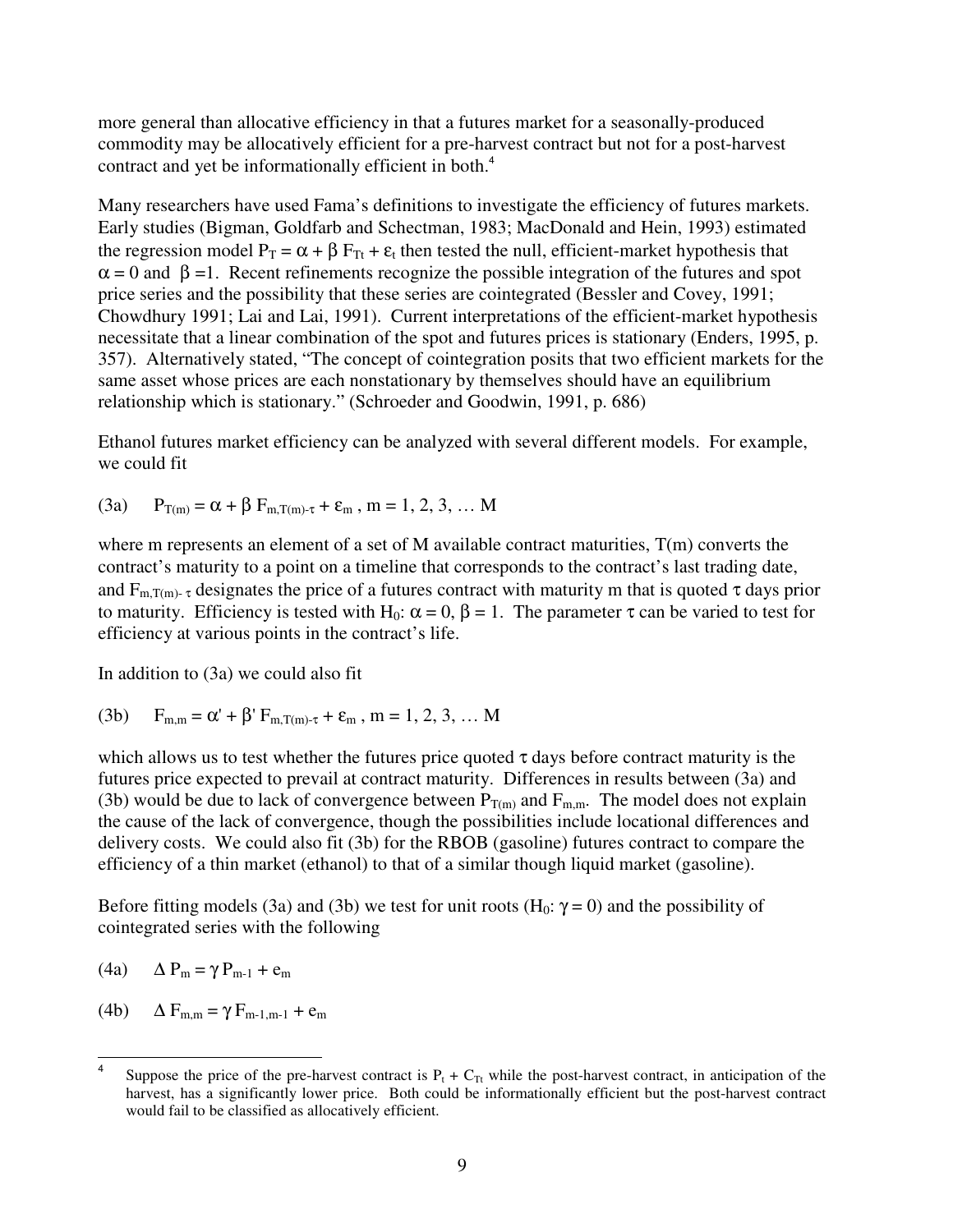more general than allocative efficiency in that a futures market for a seasonally-produced commodity may be allocatively efficient for a pre-harvest contract but not for a post-harvest contract and yet be informationally efficient in both.[4]

Many researchers have used Fama's definitions to investigate the efficiency of futures markets. Early studies (Bigman, Goldfarb and Schectman, 1983; MacDonald and Hein, 1993) estimated the regression model $P_T = \alpha + \beta F_{Tt} + \varepsilon_t$ then tested the null, efficient-market hypothesis that $\alpha = 0$ and $\beta = 1$. Recent refinements recognize the possible integration of the futures and spot price series and the possibility that these series are cointegrated (Bessler and Covey, 1991; Chowdhury 1991; Lai and Lai, 1991). Current interpretations of the efficient-market hypothesis necessitate that a linear combination of the spot and futures prices is stationary (Enders, 1995, p. 357). Alternatively stated, "The concept of cointegration posits that two efficient markets for the same asset whose prices are each nonstationary by themselves should have an equilibrium relationship which is stationary." (Schroeder and Goodwin, 1991, p. 686)

Ethanol futures market efficiency can be analyzed with several different models. For example, we could fit

(3a) $\quad P_{T(m)} = \alpha + \beta\, F_{m,T(m)-\tau} + \varepsilon_m\,,\ m = 1, 2, 3, \ldots M$

where m represents an element of a set of M available contract maturities, T(m) converts the contract's maturity to a point on a timeline that corresponds to the contract's last trading date, and $F_{m,T(m)-\tau}$ designates the price of a futures contract with maturity m that is quoted $\tau$ days prior to maturity. Efficiency is tested with $H_0$: $\alpha = 0$, $\beta = 1$. The parameter $\tau$ can be varied to test for efficiency at various points in the contract's life.

In addition to (3a) we could also fit

(3b) $\quad F_{m,m} = \alpha' + \beta'\, F_{m,T(m)-\tau} + \varepsilon_m\,,\ m = 1, 2, 3, \ldots M$

which allows us to test whether the futures price quoted $\tau$ days before contract maturity is the futures price expected to prevail at contract maturity. Differences in results between (3a) and (3b) would be due to lack of convergence between $P_{T(m)}$ and $F_{m,m}$. The model does not explain the cause of the lack of convergence, though the possibilities include locational differences and delivery costs. We could also fit (3b) for the RBOB (gasoline) futures contract to compare the efficiency of a thin market (ethanol) to that of a similar though liquid market (gasoline).

Before fitting models (3a) and (3b) we test for unit roots ($H_0$: $\gamma = 0$) and the possibility of cointegrated series with the following

(4a) $\quad \Delta P_m = \gamma\, P_{m-1} + e_m$

(4b) $\quad \Delta F_{m,m} = \gamma\, F_{m-1,m-1} + e_m$

---

[4] Suppose the price of the pre-harvest contract is $P_t + C_{Tt}$ while the post-harvest contract, in anticipation of the harvest, has a significantly lower price. Both could be informationally efficient but the post-harvest contract would fail to be classified as allocatively efficient.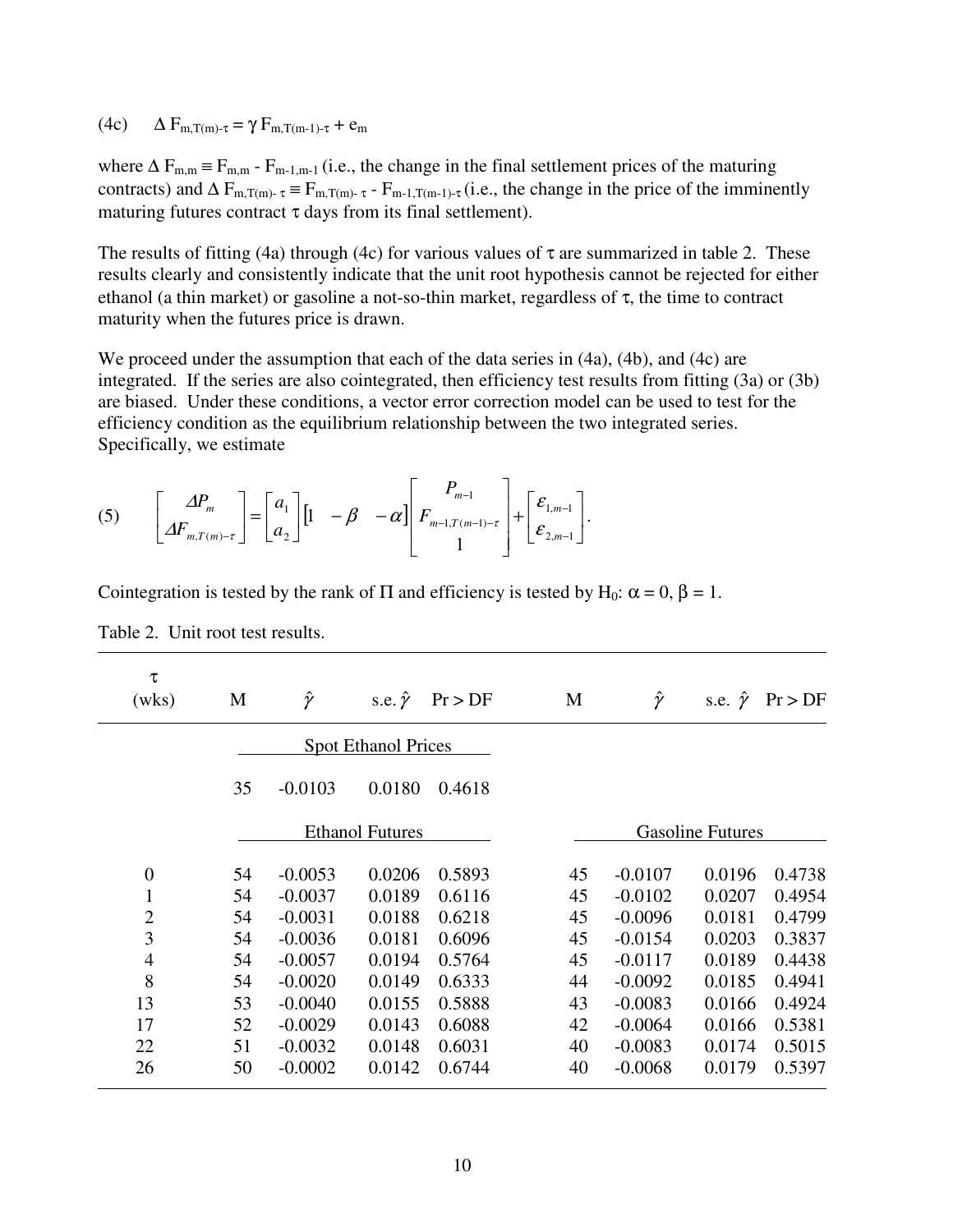(4c) $\Delta F_{m,T(m)-\tau} = \gamma F_{m,T(m-1)-\tau} + e_m$

where $\Delta F_{m,m} \equiv F_{m,m} - F_{m-1,m-1}$ (i.e., the change in the final settlement prices of the maturing contracts) and $\Delta F_{m,T(m)-\tau} \equiv F_{m,T(m)-\tau} - F_{m-1,T(m-1)-\tau}$ (i.e., the change in the price of the imminently maturing futures contract $\tau$ days from its final settlement).

The results of fitting (4a) through (4c) for various values of $\tau$ are summarized in table 2. These results clearly and consistently indicate that the unit root hypothesis cannot be rejected for either ethanol (a thin market) or gasoline a not-so-thin market, regardless of $\tau$, the time to contract maturity when the futures price is drawn.

We proceed under the assumption that each of the data series in (4a), (4b), and (4c) are integrated. If the series are also cointegrated, then efficiency test results from fitting (3a) or (3b) are biased. Under these conditions, a vector error correction model can be used to test for the efficiency condition as the equilibrium relationship between the two integrated series. Specifically, we estimate

$$(5) \quad \begin{bmatrix} \Delta P_m \\ \Delta F_{m,T(m)-\tau} \end{bmatrix} = \begin{bmatrix} a_1 \\ a_2 \end{bmatrix} \begin{bmatrix} 1 & -\beta & -\alpha \end{bmatrix} \begin{bmatrix} P_{m-1} \\ F_{m-1,T(m-1)-\tau} \\ 1 \end{bmatrix} + \begin{bmatrix} \varepsilon_{1,m-1} \\ \varepsilon_{2,m-1} \end{bmatrix}.$$

Cointegration is tested by the rank of $\Pi$ and efficiency is tested by $H_0$: $\alpha = 0$, $\beta = 1$.

Table 2. Unit root test results.

| $\tau$ (wks) | M | $\hat{\gamma}$ | s.e. $\hat{\gamma}$ | Pr > DF | M | $\hat{\gamma}$ | s.e. $\hat{\gamma}$ | Pr > DF |
|---|---|---|---|---|---|---|---|---|
| | Spot Ethanol Prices | | | | | | | |
| | 35 | -0.0103 | 0.0180 | 0.4618 | | | | |
| | Ethanol Futures | | | | Gasoline Futures | | | |
| 0 | 54 | -0.0053 | 0.0206 | 0.5893 | 45 | -0.0107 | 0.0196 | 0.4738 |
| 1 | 54 | -0.0037 | 0.0189 | 0.6116 | 45 | -0.0102 | 0.0207 | 0.4954 |
| 2 | 54 | -0.0031 | 0.0188 | 0.6218 | 45 | -0.0096 | 0.0181 | 0.4799 |
| 3 | 54 | -0.0036 | 0.0181 | 0.6096 | 45 | -0.0154 | 0.0203 | 0.3837 |
| 4 | 54 | -0.0057 | 0.0194 | 0.5764 | 45 | -0.0117 | 0.0189 | 0.4438 |
| 8 | 54 | -0.0020 | 0.0149 | 0.6333 | 44 | -0.0092 | 0.0185 | 0.4941 |
| 13 | 53 | -0.0040 | 0.0155 | 0.5888 | 43 | -0.0083 | 0.0166 | 0.4924 |
| 17 | 52 | -0.0029 | 0.0143 | 0.6088 | 42 | -0.0064 | 0.0166 | 0.5381 |
| 22 | 51 | -0.0032 | 0.0148 | 0.6031 | 40 | -0.0083 | 0.0174 | 0.5015 |
| 26 | 50 | -0.0002 | 0.0142 | 0.6744 | 40 | -0.0068 | 0.0179 | 0.5397 |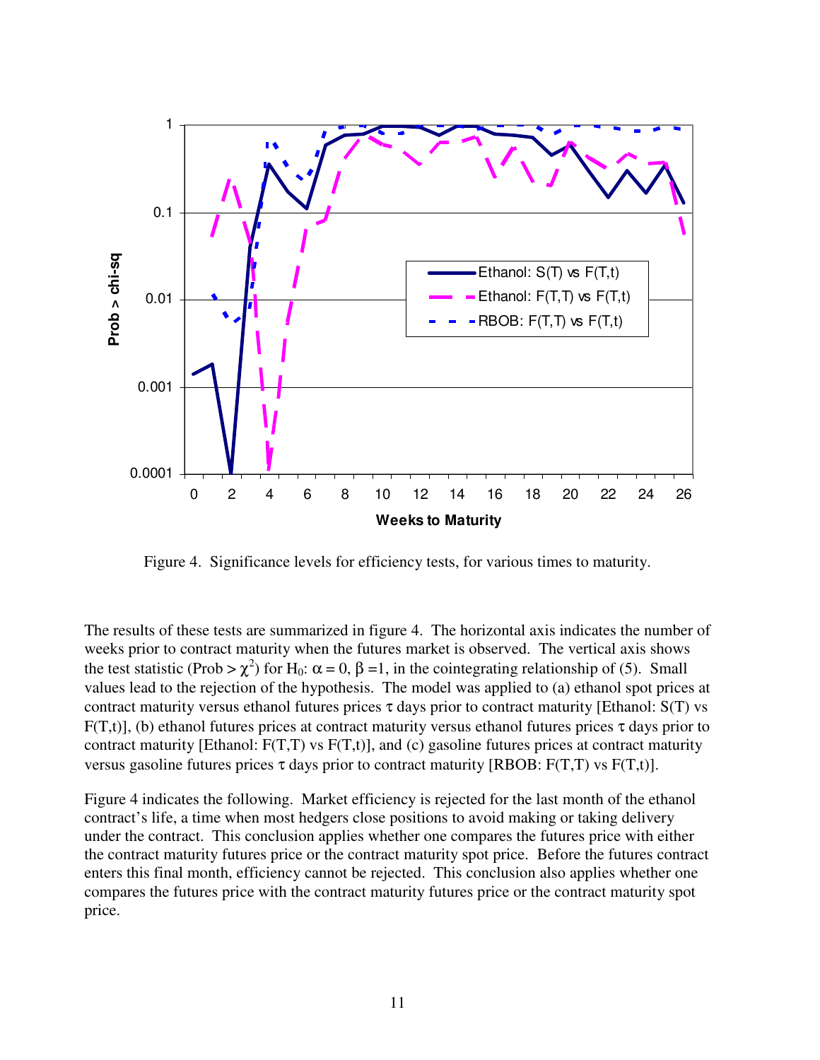Figure 4. Significance levels for efficiency tests, for various times to maturity.

The results of these tests are summarized in figure 4. The horizontal axis indicates the number of weeks prior to contract maturity when the futures market is observed. The vertical axis shows the test statistic (Prob > $\chi^2$) for $H_0$: $\alpha = 0$, $\beta = 1$, in the cointegrating relationship of (5). Small values lead to the rejection of the hypothesis. The model was applied to (a) ethanol spot prices at contract maturity versus ethanol futures prices $\tau$ days prior to contract maturity [Ethanol: S(T) vs F(T,t)], (b) ethanol futures prices at contract maturity versus ethanol futures prices $\tau$ days prior to contract maturity [Ethanol: F(T,T) vs F(T,t)], and (c) gasoline futures prices at contract maturity versus gasoline futures prices $\tau$ days prior to contract maturity [RBOB: F(T,T) vs F(T,t)].

Figure 4 indicates the following. Market efficiency is rejected for the last month of the ethanol contract's life, a time when most hedgers close positions to avoid making or taking delivery under the contract. This conclusion applies whether one compares the futures price with either the contract maturity futures price or the contract maturity spot price. Before the futures contract enters this final month, efficiency cannot be rejected. This conclusion also applies whether one compares the futures price with the contract maturity futures price or the contract maturity spot price.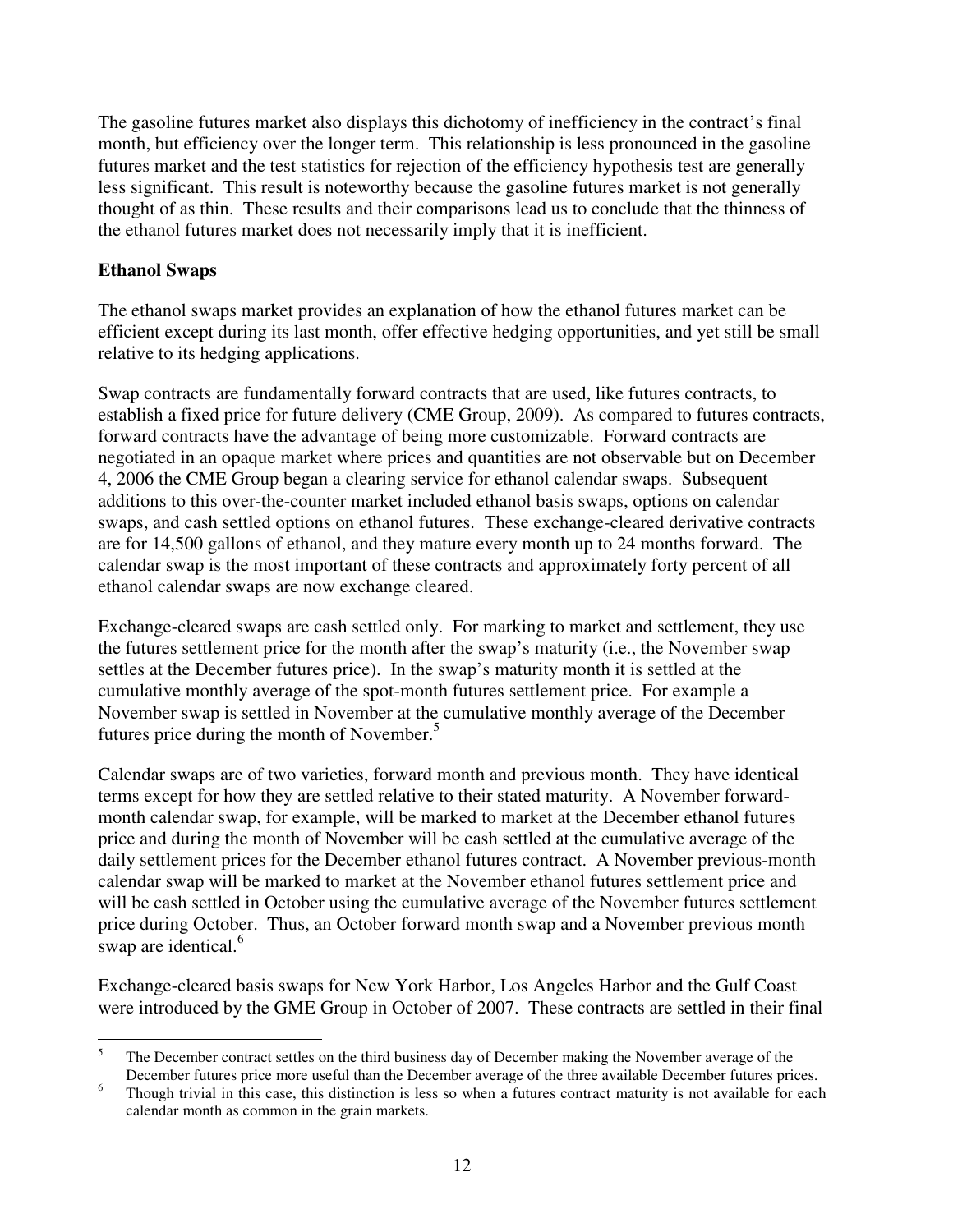The gasoline futures market also displays this dichotomy of inefficiency in the contract's final month, but efficiency over the longer term. This relationship is less pronounced in the gasoline futures market and the test statistics for rejection of the efficiency hypothesis test are generally less significant. This result is noteworthy because the gasoline futures market is not generally thought of as thin. These results and their comparisons lead us to conclude that the thinness of the ethanol futures market does not necessarily imply that it is inefficient.

**Ethanol Swaps**

The ethanol swaps market provides an explanation of how the ethanol futures market can be efficient except during its last month, offer effective hedging opportunities, and yet still be small relative to its hedging applications.

Swap contracts are fundamentally forward contracts that are used, like futures contracts, to establish a fixed price for future delivery (CME Group, 2009). As compared to futures contracts, forward contracts have the advantage of being more customizable. Forward contracts are negotiated in an opaque market where prices and quantities are not observable but on December 4, 2006 the CME Group began a clearing service for ethanol calendar swaps. Subsequent additions to this over-the-counter market included ethanol basis swaps, options on calendar swaps, and cash settled options on ethanol futures. These exchange-cleared derivative contracts are for 14,500 gallons of ethanol, and they mature every month up to 24 months forward. The calendar swap is the most important of these contracts and approximately forty percent of all ethanol calendar swaps are now exchange cleared.

Exchange-cleared swaps are cash settled only. For marking to market and settlement, they use the futures settlement price for the month after the swap's maturity (i.e., the November swap settles at the December futures price). In the swap's maturity month it is settled at the cumulative monthly average of the spot-month futures settlement price. For example a November swap is settled in November at the cumulative monthly average of the December futures price during the month of November.[5]

Calendar swaps are of two varieties, forward month and previous month. They have identical terms except for how they are settled relative to their stated maturity. A November forward-month calendar swap, for example, will be marked to market at the December ethanol futures price and during the month of November will be cash settled at the cumulative average of the daily settlement prices for the December ethanol futures contract. A November previous-month calendar swap will be marked to market at the November ethanol futures settlement price and will be cash settled in October using the cumulative average of the November futures settlement price during October. Thus, an October forward month swap and a November previous month swap are identical.[6]

Exchange-cleared basis swaps for New York Harbor, Los Angeles Harbor and the Gulf Coast were introduced by the GME Group in October of 2007. These contracts are settled in their final

---

[5] The December contract settles on the third business day of December making the November average of the December futures price more useful than the December average of the three available December futures prices.

[6] Though trivial in this case, this distinction is less so when a futures contract maturity is not available for each calendar month as common in the grain markets.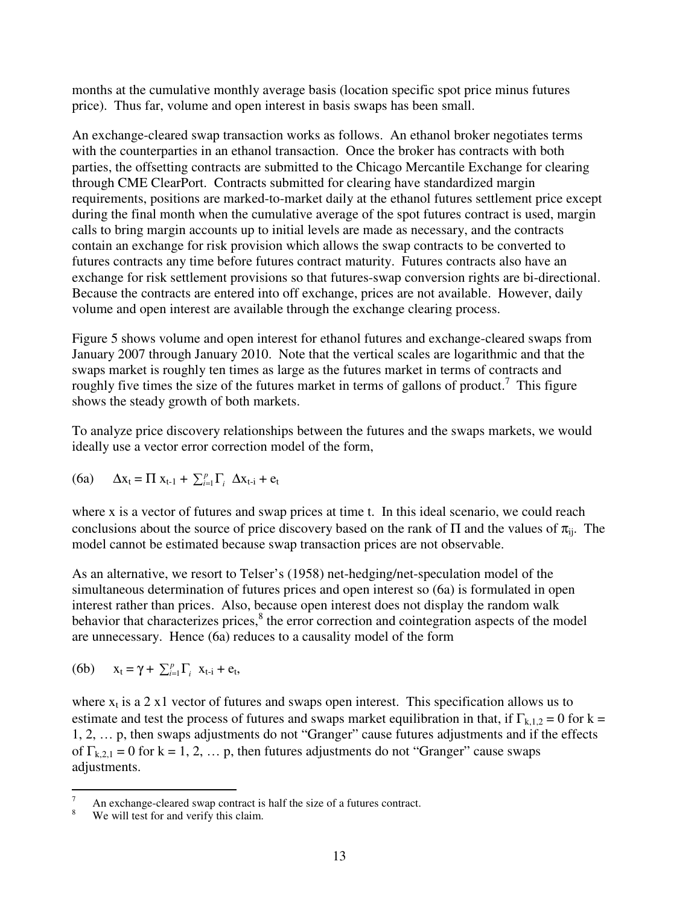months at the cumulative monthly average basis (location specific spot price minus futures price). Thus far, volume and open interest in basis swaps has been small.

An exchange-cleared swap transaction works as follows. An ethanol broker negotiates terms with the counterparties in an ethanol transaction. Once the broker has contracts with both parties, the offsetting contracts are submitted to the Chicago Mercantile Exchange for clearing through CME ClearPort. Contracts submitted for clearing have standardized margin requirements, positions are marked-to-market daily at the ethanol futures settlement price except during the final month when the cumulative average of the spot futures contract is used, margin calls to bring margin accounts up to initial levels are made as necessary, and the contracts contain an exchange for risk provision which allows the swap contracts to be converted to futures contracts any time before futures contract maturity. Futures contracts also have an exchange for risk settlement provisions so that futures-swap conversion rights are bi-directional. Because the contracts are entered into off exchange, prices are not available. However, daily volume and open interest are available through the exchange clearing process.

Figure 5 shows volume and open interest for ethanol futures and exchange-cleared swaps from January 2007 through January 2010. Note that the vertical scales are logarithmic and that the swaps market is roughly ten times as large as the futures market in terms of contracts and roughly five times the size of the futures market in terms of gallons of product.[7] This figure shows the steady growth of both markets.

To analyze price discovery relationships between the futures and the swaps markets, we would ideally use a vector error correction model of the form,

(6a) $$\Delta x_t = \Pi\, x_{t-1} + \sum_{i=1}^{p} \Gamma_i\, \Delta x_{t-i} + e_t$$

where x is a vector of futures and swap prices at time t. In this ideal scenario, we could reach conclusions about the source of price discovery based on the rank of $\Pi$ and the values of $\pi_{ij}$. The model cannot be estimated because swap transaction prices are not observable.

As an alternative, we resort to Telser's (1958) net-hedging/net-speculation model of the simultaneous determination of futures prices and open interest so (6a) is formulated in open interest rather than prices. Also, because open interest does not display the random walk behavior that characterizes prices,[8] the error correction and cointegration aspects of the model are unnecessary. Hence (6a) reduces to a causality model of the form

(6b) $$x_t = \gamma + \sum_{i=1}^{p} \Gamma_i\, x_{t-i} + e_t,$$

where $x_t$ is a 2 x1 vector of futures and swaps open interest. This specification allows us to estimate and test the process of futures and swaps market equilibration in that, if $\Gamma_{k,1,2} = 0$ for k = 1, 2, … p, then swaps adjustments do not "Granger" cause futures adjustments and if the effects of $\Gamma_{k,2,1} = 0$ for k = 1, 2, … p, then futures adjustments do not "Granger" cause swaps adjustments.

---

[7] An exchange-cleared swap contract is half the size of a futures contract.

[8] We will test for and verify this claim.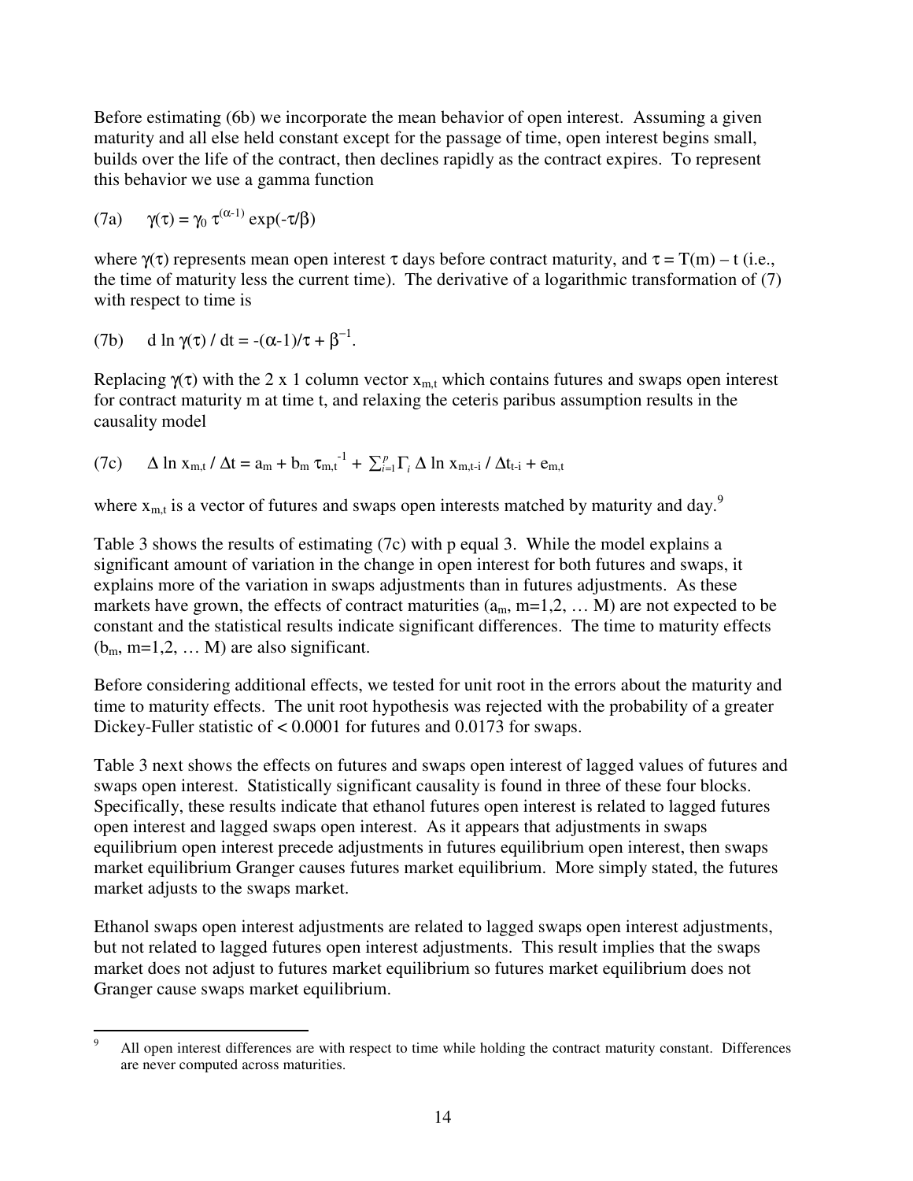Before estimating (6b) we incorporate the mean behavior of open interest. Assuming a given maturity and all else held constant except for the passage of time, open interest begins small, builds over the life of the contract, then declines rapidly as the contract expires. To represent this behavior we use a gamma function

$$\text{(7a)} \qquad \gamma(\tau) = \gamma_0 \, \tau^{(\alpha-1)} \exp(-\tau/\beta)$$

where $\gamma(\tau)$ represents mean open interest $\tau$ days before contract maturity, and $\tau = T(m) - t$ (i.e., the time of maturity less the current time). The derivative of a logarithmic transformation of (7) with respect to time is

$$\text{(7b)} \qquad d \ln \gamma(\tau) / dt = -(\alpha-1)/\tau + \beta^{-1}.$$

Replacing $\gamma(\tau)$ with the 2 x 1 column vector $x_{m,t}$ which contains futures and swaps open interest for contract maturity m at time t, and relaxing the ceteris paribus assumption results in the causality model

$$\text{(7c)} \qquad \Delta \ln x_{m,t} / \Delta t = a_m + b_m \tau_{m,t}^{-1} + \textstyle\sum_{i=1}^{p} \Gamma_i \, \Delta \ln x_{m,t-i} / \Delta t_{t-i} + e_{m,t}$$

where $x_{m,t}$ is a vector of futures and swaps open interests matched by maturity and day.[9]

Table 3 shows the results of estimating (7c) with p equal 3. While the model explains a significant amount of variation in the change in open interest for both futures and swaps, it explains more of the variation in swaps adjustments than in futures adjustments. As these markets have grown, the effects of contract maturities ($a_m$, m=1,2, … M) are not expected to be constant and the statistical results indicate significant differences. The time to maturity effects ($b_m$, m=1,2, … M) are also significant.

Before considering additional effects, we tested for unit root in the errors about the maturity and time to maturity effects. The unit root hypothesis was rejected with the probability of a greater Dickey-Fuller statistic of < 0.0001 for futures and 0.0173 for swaps.

Table 3 next shows the effects on futures and swaps open interest of lagged values of futures and swaps open interest. Statistically significant causality is found in three of these four blocks. Specifically, these results indicate that ethanol futures open interest is related to lagged futures open interest and lagged swaps open interest. As it appears that adjustments in swaps equilibrium open interest precede adjustments in futures equilibrium open interest, then swaps market equilibrium Granger causes futures market equilibrium. More simply stated, the futures market adjusts to the swaps market.

Ethanol swaps open interest adjustments are related to lagged swaps open interest adjustments, but not related to lagged futures open interest adjustments. This result implies that the swaps market does not adjust to futures market equilibrium so futures market equilibrium does not Granger cause swaps market equilibrium.

[9] All open interest differences are with respect to time while holding the contract maturity constant. Differences are never computed across maturities.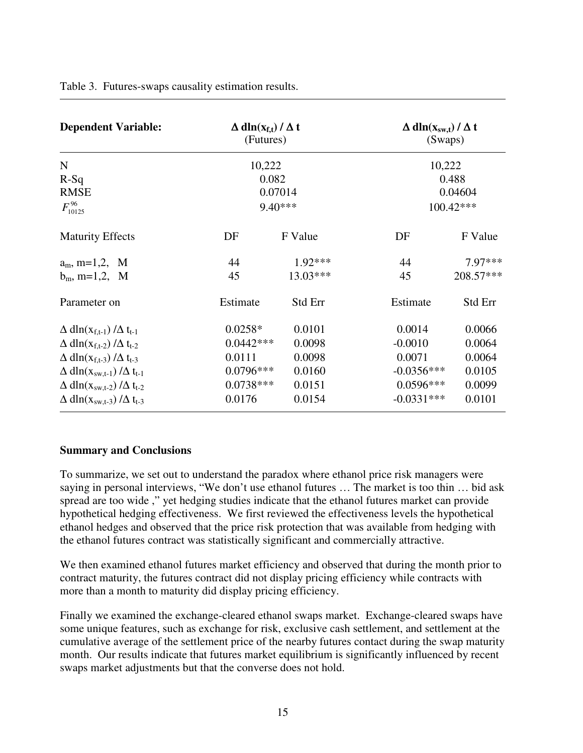Table 3. Futures-swaps causality estimation results.

| Dependent Variable: | $\Delta$ dln($x_{f,t}$) / $\Delta$ t (Futures) | | $\Delta$ dln($x_{sw,t}$) / $\Delta$ t (Swaps) | |
|---|---|---|---|---|
| N | 10,222 | | 10,222 | |
| R-Sq | 0.082 | | 0.488 | |
| RMSE | 0.07014 | | 0.04604 | |
| $F^{96}_{10125}$ | 9.40*** | | 100.42*** | |
| Maturity Effects | DF | F Value | DF | F Value |
| $a_m$, m=1,2, M | 44 | 1.92*** | 44 | 7.97*** |
| $b_m$, m=1,2, M | 45 | 13.03*** | 45 | 208.57*** |
| Parameter on | Estimate | Std Err | Estimate | Std Err |
| $\Delta$ dln($x_{f,t-1}$) /$\Delta$ $t_{t-1}$ | 0.0258* | 0.0101 | 0.0014 | 0.0066 |
| $\Delta$ dln($x_{f,t-2}$) /$\Delta$ $t_{t-2}$ | 0.0442*** | 0.0098 | -0.0010 | 0.0064 |
| $\Delta$ dln($x_{f,t-3}$) /$\Delta$ $t_{t-3}$ | 0.0111 | 0.0098 | 0.0071 | 0.0064 |
| $\Delta$ dln($x_{sw,t-1}$) /$\Delta$ $t_{t-1}$ | 0.0796*** | 0.0160 | -0.0356*** | 0.0105 |
| $\Delta$ dln($x_{sw,t-2}$) /$\Delta$ $t_{t-2}$ | 0.0738*** | 0.0151 | 0.0596*** | 0.0099 |
| $\Delta$ dln($x_{sw,t-3}$) /$\Delta$ $t_{t-3}$ | 0.0176 | 0.0154 | -0.0331*** | 0.0101 |

**Summary and Conclusions**

To summarize, we set out to understand the paradox where ethanol price risk managers were saying in personal interviews, "We don't use ethanol futures … The market is too thin … bid ask spread are too wide ," yet hedging studies indicate that the ethanol futures market can provide hypothetical hedging effectiveness. We first reviewed the effectiveness levels the hypothetical ethanol hedges and observed that the price risk protection that was available from hedging with the ethanol futures contract was statistically significant and commercially attractive.

We then examined ethanol futures market efficiency and observed that during the month prior to contract maturity, the futures contract did not display pricing efficiency while contracts with more than a month to maturity did display pricing efficiency.

Finally we examined the exchange-cleared ethanol swaps market. Exchange-cleared swaps have some unique features, such as exchange for risk, exclusive cash settlement, and settlement at the cumulative average of the settlement price of the nearby futures contact during the swap maturity month. Our results indicate that futures market equilibrium is significantly influenced by recent swaps market adjustments but that the converse does not hold.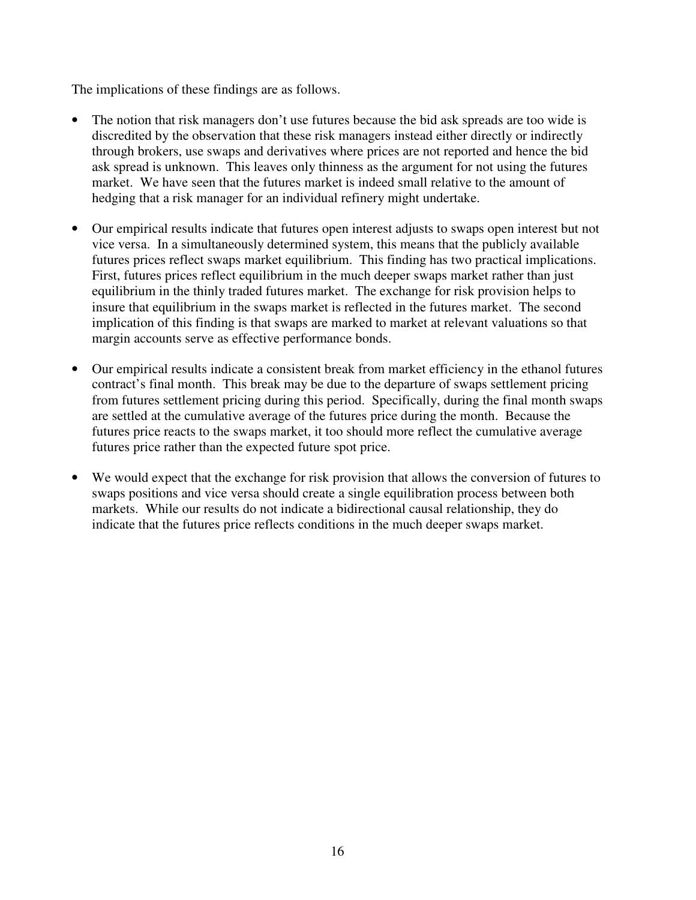The implications of these findings are as follows.

- The notion that risk managers don't use futures because the bid ask spreads are too wide is discredited by the observation that these risk managers instead either directly or indirectly through brokers, use swaps and derivatives where prices are not reported and hence the bid ask spread is unknown. This leaves only thinness as the argument for not using the futures market. We have seen that the futures market is indeed small relative to the amount of hedging that a risk manager for an individual refinery might undertake.

- Our empirical results indicate that futures open interest adjusts to swaps open interest but not vice versa. In a simultaneously determined system, this means that the publicly available futures prices reflect swaps market equilibrium. This finding has two practical implications. First, futures prices reflect equilibrium in the much deeper swaps market rather than just equilibrium in the thinly traded futures market. The exchange for risk provision helps to insure that equilibrium in the swaps market is reflected in the futures market. The second implication of this finding is that swaps are marked to market at relevant valuations so that margin accounts serve as effective performance bonds.

- Our empirical results indicate a consistent break from market efficiency in the ethanol futures contract's final month. This break may be due to the departure of swaps settlement pricing from futures settlement pricing during this period. Specifically, during the final month swaps are settled at the cumulative average of the futures price during the month. Because the futures price reacts to the swaps market, it too should more reflect the cumulative average futures price rather than the expected future spot price.

- We would expect that the exchange for risk provision that allows the conversion of futures to swaps positions and vice versa should create a single equilibration process between both markets. While our results do not indicate a bidirectional causal relationship, they do indicate that the futures price reflects conditions in the much deeper swaps market.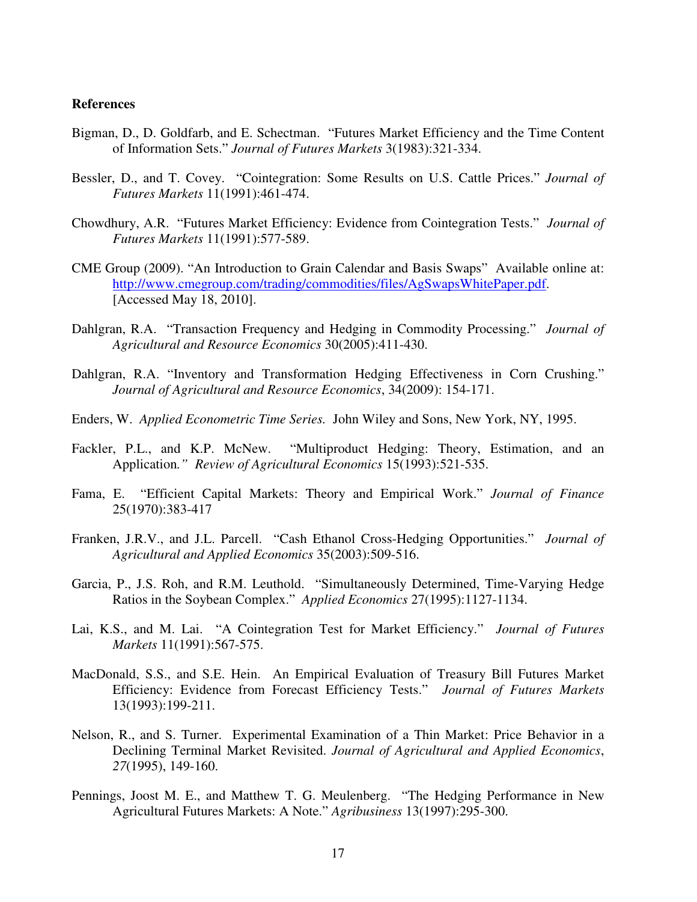**References**

Bigman, D., D. Goldfarb, and E. Schectman. "Futures Market Efficiency and the Time Content of Information Sets." *Journal of Futures Markets* 3(1983):321-334.

Bessler, D., and T. Covey. "Cointegration: Some Results on U.S. Cattle Prices." *Journal of Futures Markets* 11(1991):461-474.

Chowdhury, A.R. "Futures Market Efficiency: Evidence from Cointegration Tests." *Journal of Futures Markets* 11(1991):577-589.

CME Group (2009). "An Introduction to Grain Calendar and Basis Swaps" Available online at: http://www.cmegroup.com/trading/commodities/files/AgSwapsWhitePaper.pdf. [Accessed May 18, 2010].

Dahlgran, R.A. "Transaction Frequency and Hedging in Commodity Processing." *Journal of Agricultural and Resource Economics* 30(2005):411-430.

Dahlgran, R.A. "Inventory and Transformation Hedging Effectiveness in Corn Crushing." *Journal of Agricultural and Resource Economics*, 34(2009): 154-171.

Enders, W. *Applied Econometric Time Series.* John Wiley and Sons, New York, NY, 1995.

Fackler, P.L., and K.P. McNew. "Multiproduct Hedging: Theory, Estimation, and an Application*." Review of Agricultural Economics* 15(1993):521-535.

Fama, E. "Efficient Capital Markets: Theory and Empirical Work." *Journal of Finance* 25(1970):383-417

Franken, J.R.V., and J.L. Parcell. "Cash Ethanol Cross-Hedging Opportunities." *Journal of Agricultural and Applied Economics* 35(2003):509-516.

Garcia, P., J.S. Roh, and R.M. Leuthold. "Simultaneously Determined, Time-Varying Hedge Ratios in the Soybean Complex." *Applied Economics* 27(1995):1127-1134.

Lai, K.S., and M. Lai. "A Cointegration Test for Market Efficiency." *Journal of Futures Markets* 11(1991):567-575.

MacDonald, S.S., and S.E. Hein. An Empirical Evaluation of Treasury Bill Futures Market Efficiency: Evidence from Forecast Efficiency Tests." *Journal of Futures Markets* 13(1993):199-211.

Nelson, R., and S. Turner. Experimental Examination of a Thin Market: Price Behavior in a Declining Terminal Market Revisited. *Journal of Agricultural and Applied Economics*, *27*(1995), 149-160.

Pennings, Joost M. E., and Matthew T. G. Meulenberg. "The Hedging Performance in New Agricultural Futures Markets: A Note." *Agribusiness* 13(1997):295-300.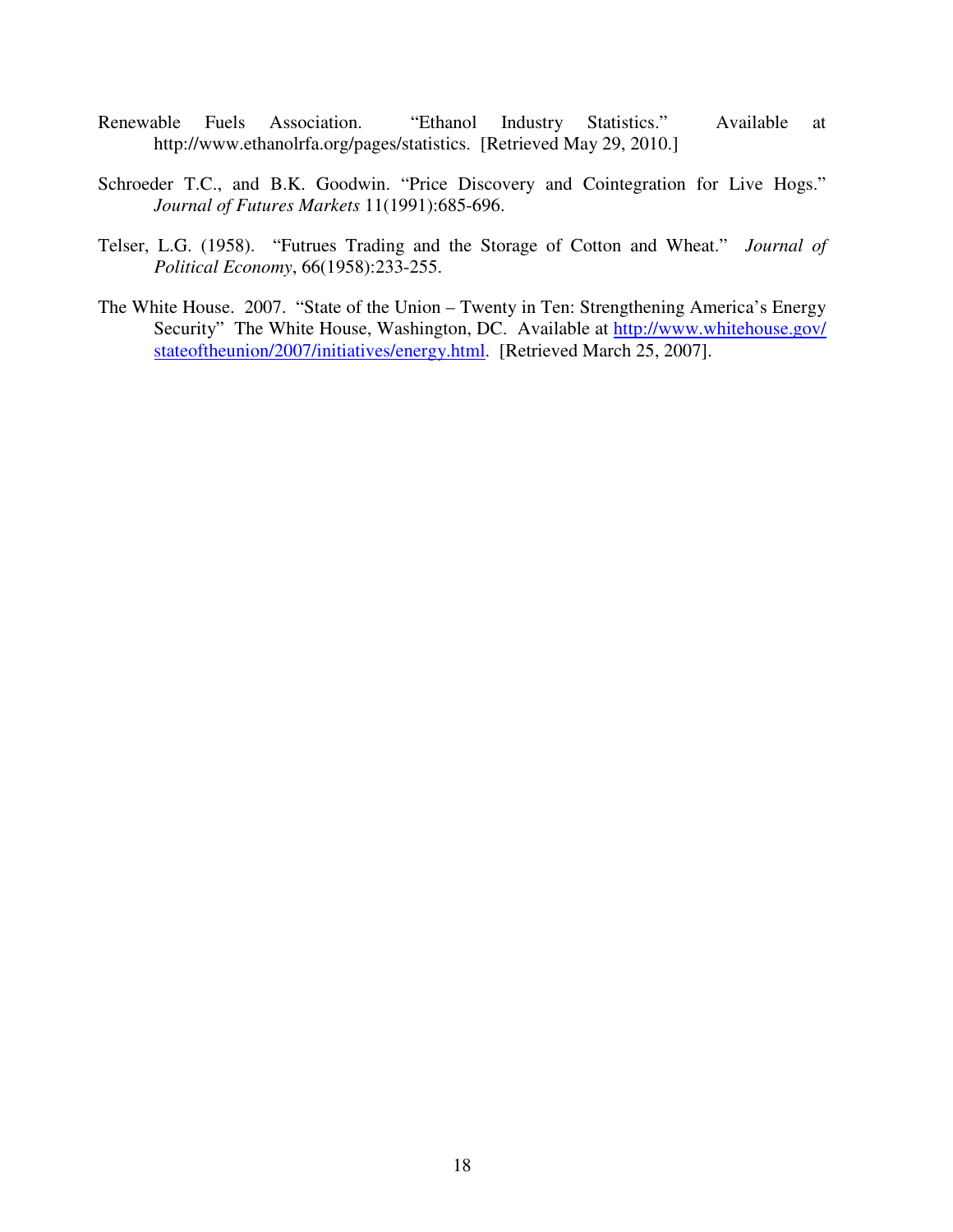Renewable Fuels Association. "Ethanol Industry Statistics." Available at http://www.ethanolrfa.org/pages/statistics. [Retrieved May 29, 2010.]

Schroeder T.C., and B.K. Goodwin. "Price Discovery and Cointegration for Live Hogs." *Journal of Futures Markets* 11(1991):685-696.

Telser, L.G. (1958). "Futrues Trading and the Storage of Cotton and Wheat." *Journal of Political Economy*, 66(1958):233-255.

The White House. 2007. "State of the Union – Twenty in Ten: Strengthening America's Energy Security" The White House, Washington, DC. Available at http://www.whitehouse.gov/stateoftheunion/2007/initiatives/energy.html. [Retrieved March 25, 2007].